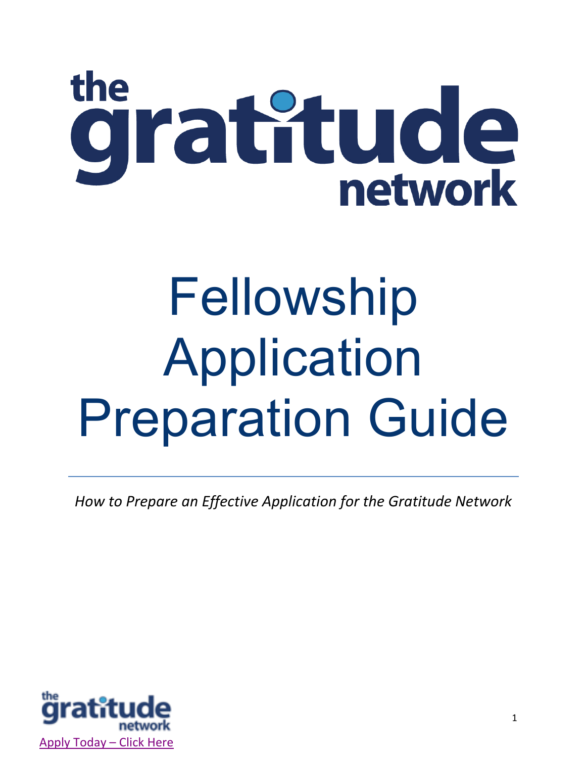# the gratitude network

# Fellowship Application Preparation Guide

---

*How to Prepare an Effective Application for the Gratitude Network*

the gratitude network

Apply Today – Click Here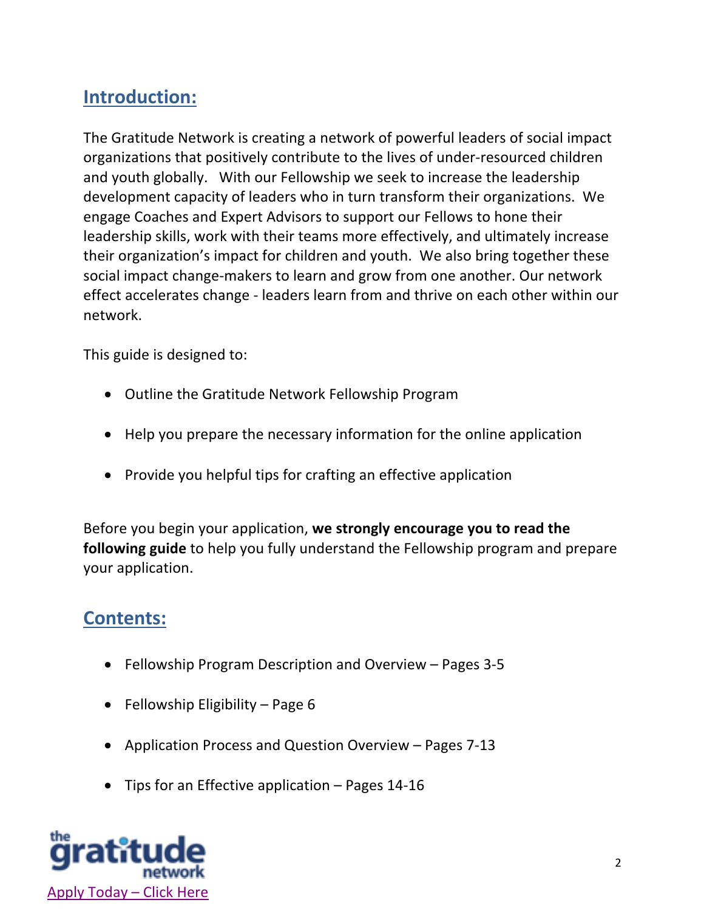## Introduction:

The Gratitude Network is creating a network of powerful leaders of social impact organizations that positively contribute to the lives of under-resourced children and youth globally. With our Fellowship we seek to increase the leadership development capacity of leaders who in turn transform their organizations. We engage Coaches and Expert Advisors to support our Fellows to hone their leadership skills, work with their teams more effectively, and ultimately increase their organization's impact for children and youth. We also bring together these social impact change-makers to learn and grow from one another. Our network effect accelerates change - leaders learn from and thrive on each other within our network.

This guide is designed to:

- Outline the Gratitude Network Fellowship Program
- Help you prepare the necessary information for the online application
- Provide you helpful tips for crafting an effective application

Before you begin your application, **we strongly encourage you to read the following guide** to help you fully understand the Fellowship program and prepare your application.

## Contents:

- Fellowship Program Description and Overview – Pages 3-5
- Fellowship Eligibility – Page 6
- Application Process and Question Overview – Pages 7-13
- Tips for an Effective application – Pages 14-16

Apply Today – Click Here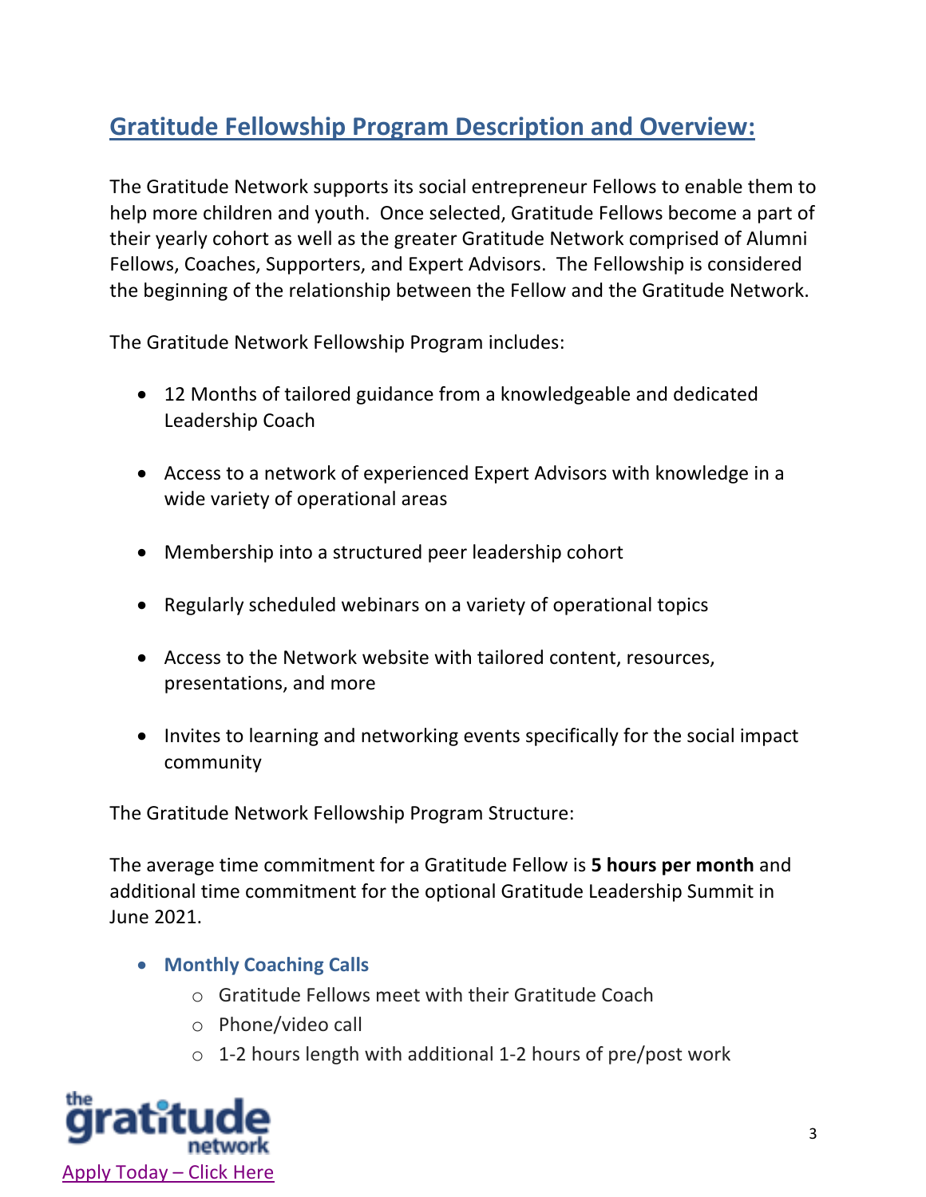## Gratitude Fellowship Program Description and Overview:

The Gratitude Network supports its social entrepreneur Fellows to enable them to help more children and youth. Once selected, Gratitude Fellows become a part of their yearly cohort as well as the greater Gratitude Network comprised of Alumni Fellows, Coaches, Supporters, and Expert Advisors. The Fellowship is considered the beginning of the relationship between the Fellow and the Gratitude Network.

The Gratitude Network Fellowship Program includes:

- 12 Months of tailored guidance from a knowledgeable and dedicated Leadership Coach
- Access to a network of experienced Expert Advisors with knowledge in a wide variety of operational areas
- Membership into a structured peer leadership cohort
- Regularly scheduled webinars on a variety of operational topics
- Access to the Network website with tailored content, resources, presentations, and more
- Invites to learning and networking events specifically for the social impact community

The Gratitude Network Fellowship Program Structure:

The average time commitment for a Gratitude Fellow is **5 hours per month** and additional time commitment for the optional Gratitude Leadership Summit in June 2021.

- **Monthly Coaching Calls**
  - Gratitude Fellows meet with their Gratitude Coach
  - Phone/video call
  - 1-2 hours length with additional 1-2 hours of pre/post work

Apply Today – Click Here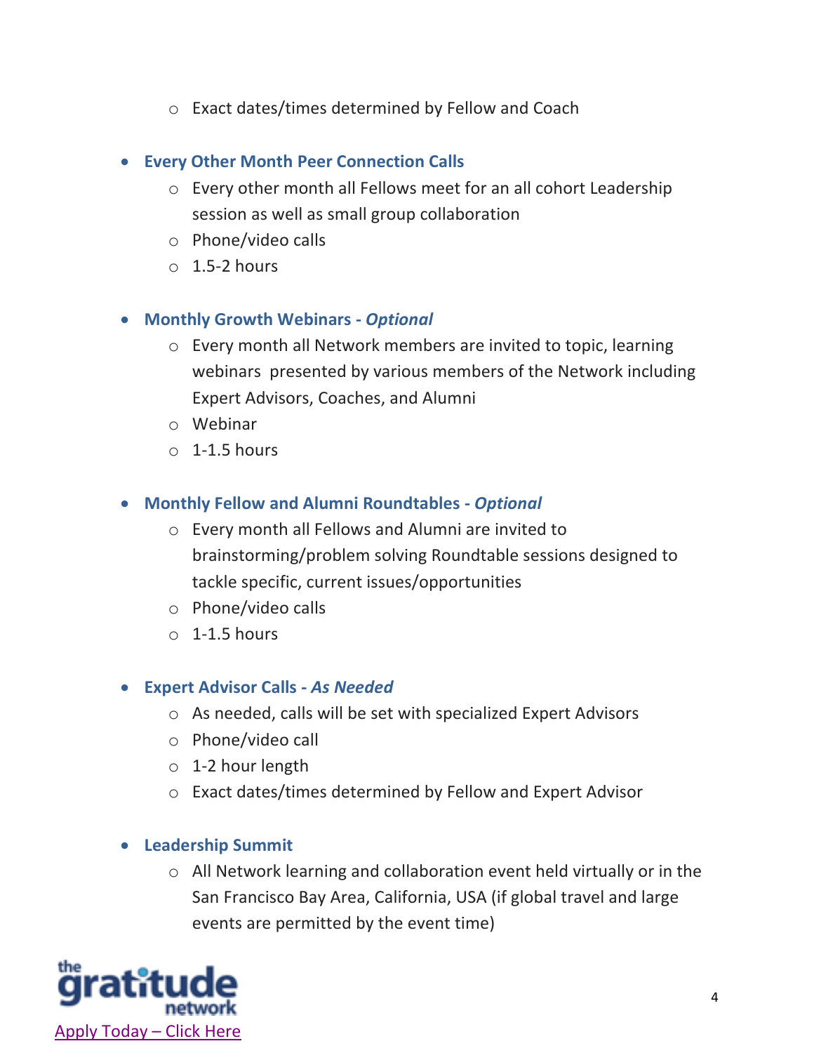- Exact dates/times determined by Fellow and Coach

- **Every Other Month Peer Connection Calls**
  - Every other month all Fellows meet for an all cohort Leadership session as well as small group collaboration
  - Phone/video calls
  - 1.5-2 hours

- **Monthly Growth Webinars - *Optional***
  - Every month all Network members are invited to topic, learning webinars presented by various members of the Network including Expert Advisors, Coaches, and Alumni
  - Webinar
  - 1-1.5 hours

- **Monthly Fellow and Alumni Roundtables - *Optional***
  - Every month all Fellows and Alumni are invited to brainstorming/problem solving Roundtable sessions designed to tackle specific, current issues/opportunities
  - Phone/video calls
  - 1-1.5 hours

- **Expert Advisor Calls - *As Needed***
  - As needed, calls will be set with specialized Expert Advisors
  - Phone/video call
  - 1-2 hour length
  - Exact dates/times determined by Fellow and Expert Advisor

- **Leadership Summit**
  - All Network learning and collaboration event held virtually or in the San Francisco Bay Area, California, USA (if global travel and large events are permitted by the event time)

the gratitude network

Apply Today – Click Here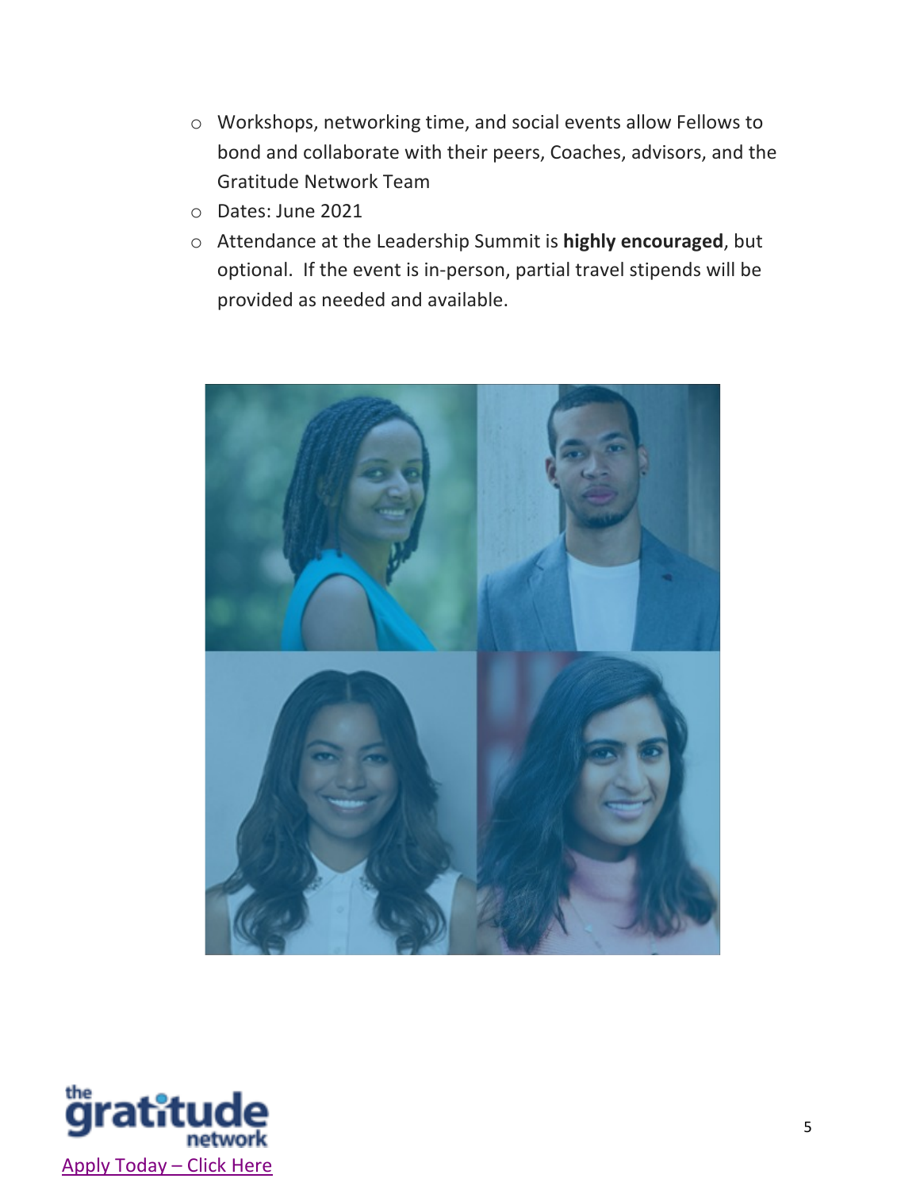- Workshops, networking time, and social events allow Fellows to bond and collaborate with their peers, Coaches, advisors, and the Gratitude Network Team
- Dates: June 2021
- Attendance at the Leadership Summit is **highly encouraged**, but optional. If the event is in-person, partial travel stipends will be provided as needed and available.

[Apply Today – Click Here]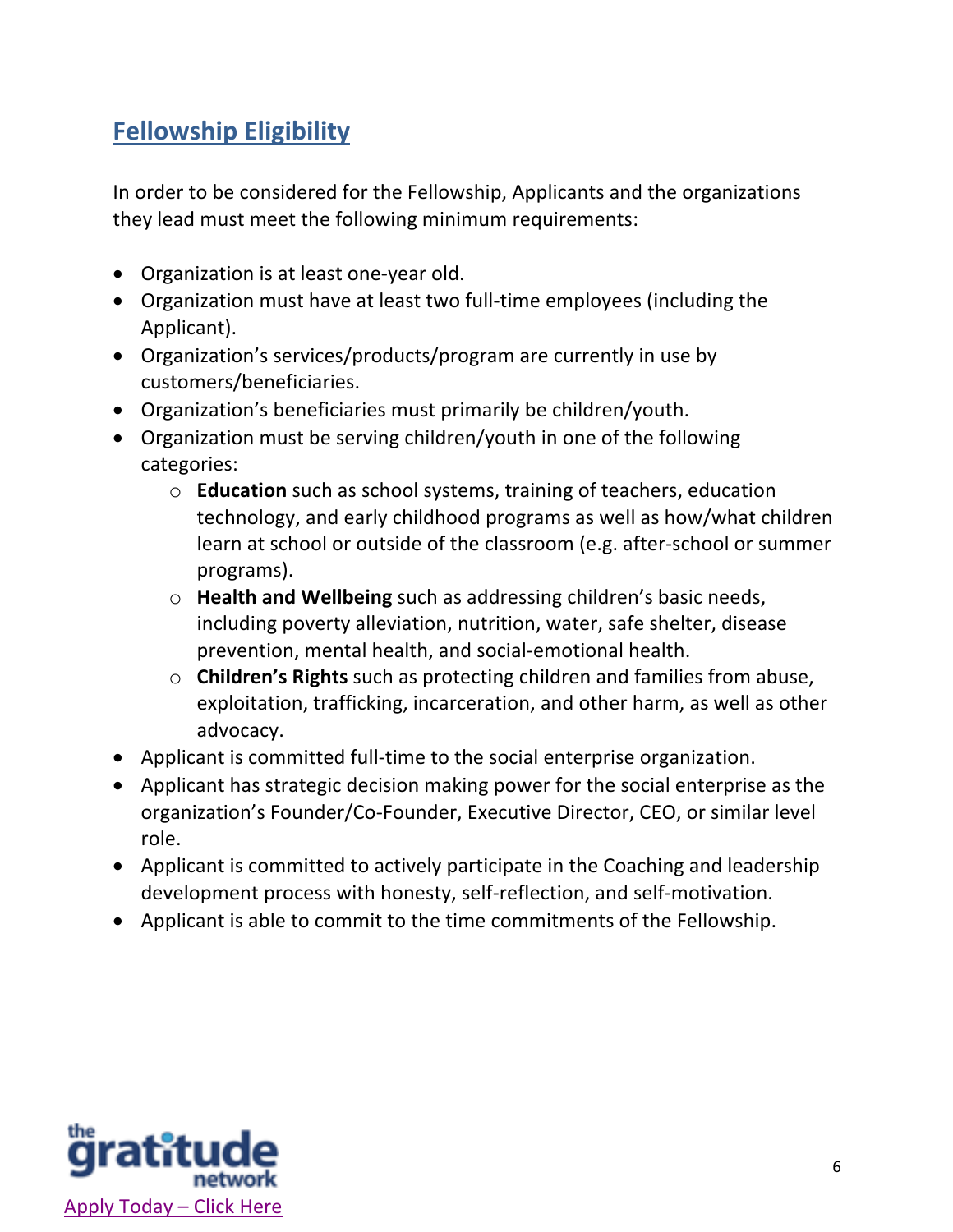## Fellowship Eligibility

In order to be considered for the Fellowship, Applicants and the organizations they lead must meet the following minimum requirements:

- Organization is at least one-year old.
- Organization must have at least two full-time employees (including the Applicant).
- Organization's services/products/program are currently in use by customers/beneficiaries.
- Organization's beneficiaries must primarily be children/youth.
- Organization must be serving children/youth in one of the following categories:
  - **Education** such as school systems, training of teachers, education technology, and early childhood programs as well as how/what children learn at school or outside of the classroom (e.g. after-school or summer programs).
  - **Health and Wellbeing** such as addressing children's basic needs, including poverty alleviation, nutrition, water, safe shelter, disease prevention, mental health, and social-emotional health.
  - **Children's Rights** such as protecting children and families from abuse, exploitation, trafficking, incarceration, and other harm, as well as other advocacy.
- Applicant is committed full-time to the social enterprise organization.
- Applicant has strategic decision making power for the social enterprise as the organization's Founder/Co-Founder, Executive Director, CEO, or similar level role.
- Applicant is committed to actively participate in the Coaching and leadership development process with honesty, self-reflection, and self-motivation.
- Applicant is able to commit to the time commitments of the Fellowship.

Apply Today – Click Here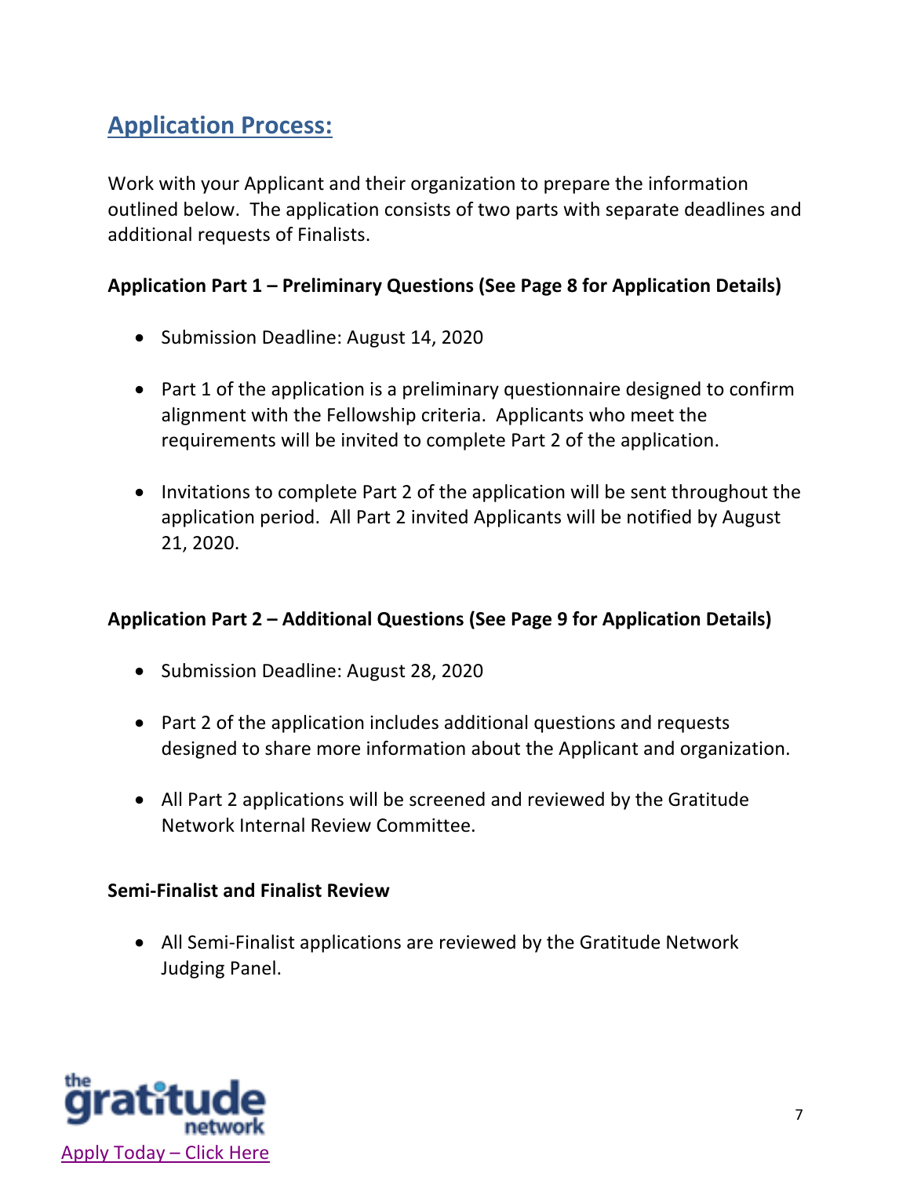## Application Process:

Work with your Applicant and their organization to prepare the information outlined below. The application consists of two parts with separate deadlines and additional requests of Finalists.

**Application Part 1 – Preliminary Questions (See Page 8 for Application Details)**

- Submission Deadline: August 14, 2020
- Part 1 of the application is a preliminary questionnaire designed to confirm alignment with the Fellowship criteria. Applicants who meet the requirements will be invited to complete Part 2 of the application.
- Invitations to complete Part 2 of the application will be sent throughout the application period. All Part 2 invited Applicants will be notified by August 21, 2020.

**Application Part 2 – Additional Questions (See Page 9 for Application Details)**

- Submission Deadline: August 28, 2020
- Part 2 of the application includes additional questions and requests designed to share more information about the Applicant and organization.
- All Part 2 applications will be screened and reviewed by the Gratitude Network Internal Review Committee.

**Semi-Finalist and Finalist Review**

- All Semi-Finalist applications are reviewed by the Gratitude Network Judging Panel.

Apply Today – Click Here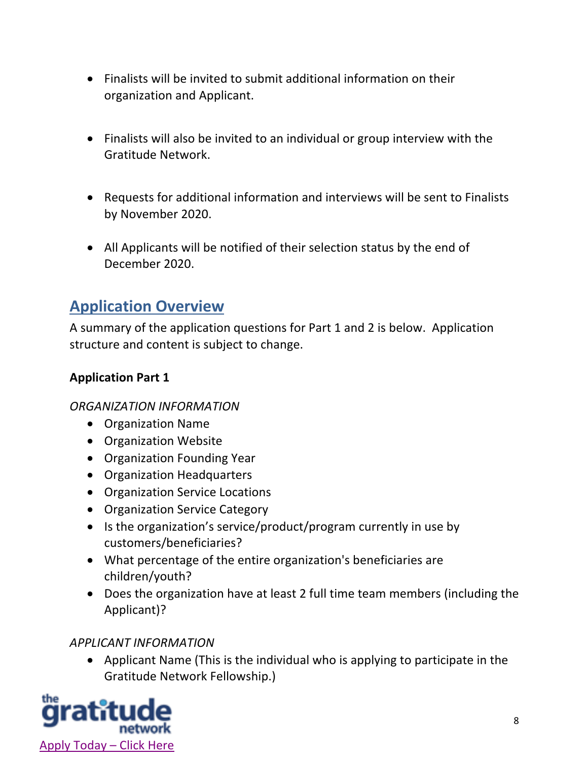- Finalists will be invited to submit additional information on their organization and Applicant.

- Finalists will also be invited to an individual or group interview with the Gratitude Network.

- Requests for additional information and interviews will be sent to Finalists by November 2020.

- All Applicants will be notified of their selection status by the end of December 2020.

## Application Overview

A summary of the application questions for Part 1 and 2 is below. Application structure and content is subject to change.

**Application Part 1**

*ORGANIZATION INFORMATION*

- Organization Name
- Organization Website
- Organization Founding Year
- Organization Headquarters
- Organization Service Locations
- Organization Service Category
- Is the organization's service/product/program currently in use by customers/beneficiaries?
- What percentage of the entire organization's beneficiaries are children/youth?
- Does the organization have at least 2 full time team members (including the Applicant)?

*APPLICANT INFORMATION*

- Applicant Name (This is the individual who is applying to participate in the Gratitude Network Fellowship.)

Apply Today – Click Here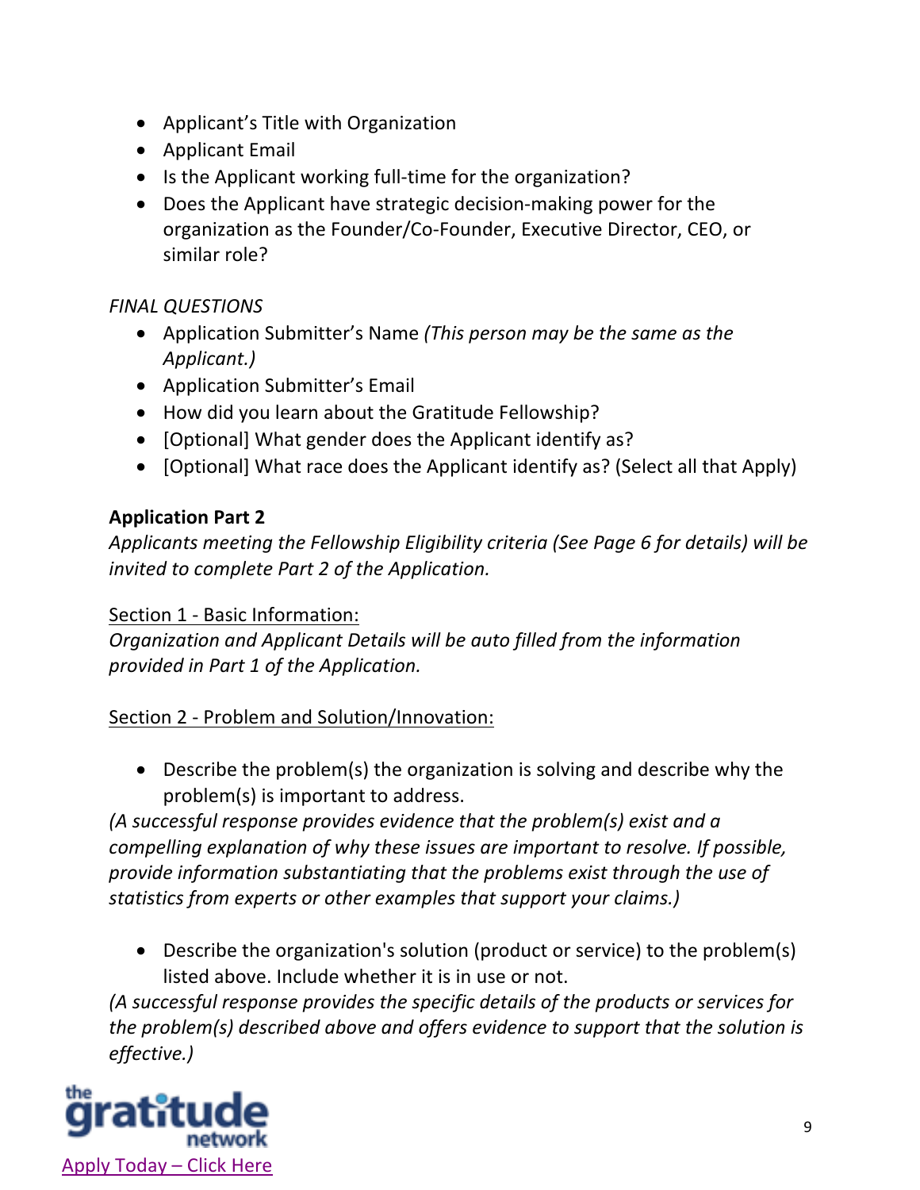- Applicant's Title with Organization
- Applicant Email
- Is the Applicant working full-time for the organization?
- Does the Applicant have strategic decision-making power for the organization as the Founder/Co-Founder, Executive Director, CEO, or similar role?

*FINAL QUESTIONS*

- Application Submitter's Name *(This person may be the same as the Applicant.)*
- Application Submitter's Email
- How did you learn about the Gratitude Fellowship?
- [Optional] What gender does the Applicant identify as?
- [Optional] What race does the Applicant identify as? (Select all that Apply)

**Application Part 2**

*Applicants meeting the Fellowship Eligibility criteria (See Page 6 for details) will be invited to complete Part 2 of the Application.*

<u>Section 1 - Basic Information:</u>

*Organization and Applicant Details will be auto filled from the information provided in Part 1 of the Application.*

<u>Section 2 - Problem and Solution/Innovation:</u>

- Describe the problem(s) the organization is solving and describe why the problem(s) is important to address.

*(A successful response provides evidence that the problem(s) exist and a compelling explanation of why these issues are important to resolve. If possible, provide information substantiating that the problems exist through the use of statistics from experts or other examples that support your claims.)*

- Describe the organization's solution (product or service) to the problem(s) listed above. Include whether it is in use or not.

*(A successful response provides the specific details of the products or services for the problem(s) described above and offers evidence to support that the solution is effective.)*

the gratitude network

Apply Today – Click Here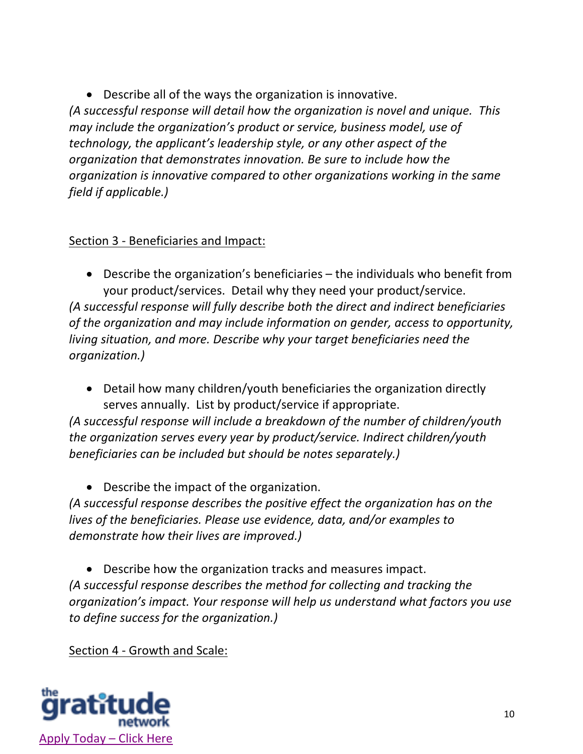- Describe all of the ways the organization is innovative.

*(A successful response will detail how the organization is novel and unique. This may include the organization's product or service, business model, use of technology, the applicant's leadership style, or any other aspect of the organization that demonstrates innovation. Be sure to include how the organization is innovative compared to other organizations working in the same field if applicable.)*

Section 3 - Beneficiaries and Impact:

- Describe the organization's beneficiaries – the individuals who benefit from your product/services. Detail why they need your product/service.

*(A successful response will fully describe both the direct and indirect beneficiaries of the organization and may include information on gender, access to opportunity, living situation, and more. Describe why your target beneficiaries need the organization.)*

- Detail how many children/youth beneficiaries the organization directly serves annually. List by product/service if appropriate.

*(A successful response will include a breakdown of the number of children/youth the organization serves every year by product/service. Indirect children/youth beneficiaries can be included but should be notes separately.)*

- Describe the impact of the organization.

*(A successful response describes the positive effect the organization has on the lives of the beneficiaries. Please use evidence, data, and/or examples to demonstrate how their lives are improved.)*

- Describe how the organization tracks and measures impact.

*(A successful response describes the method for collecting and tracking the organization's impact. Your response will help us understand what factors you use to define success for the organization.)*

Section 4 - Growth and Scale:

the gratitude network

Apply Today – Click Here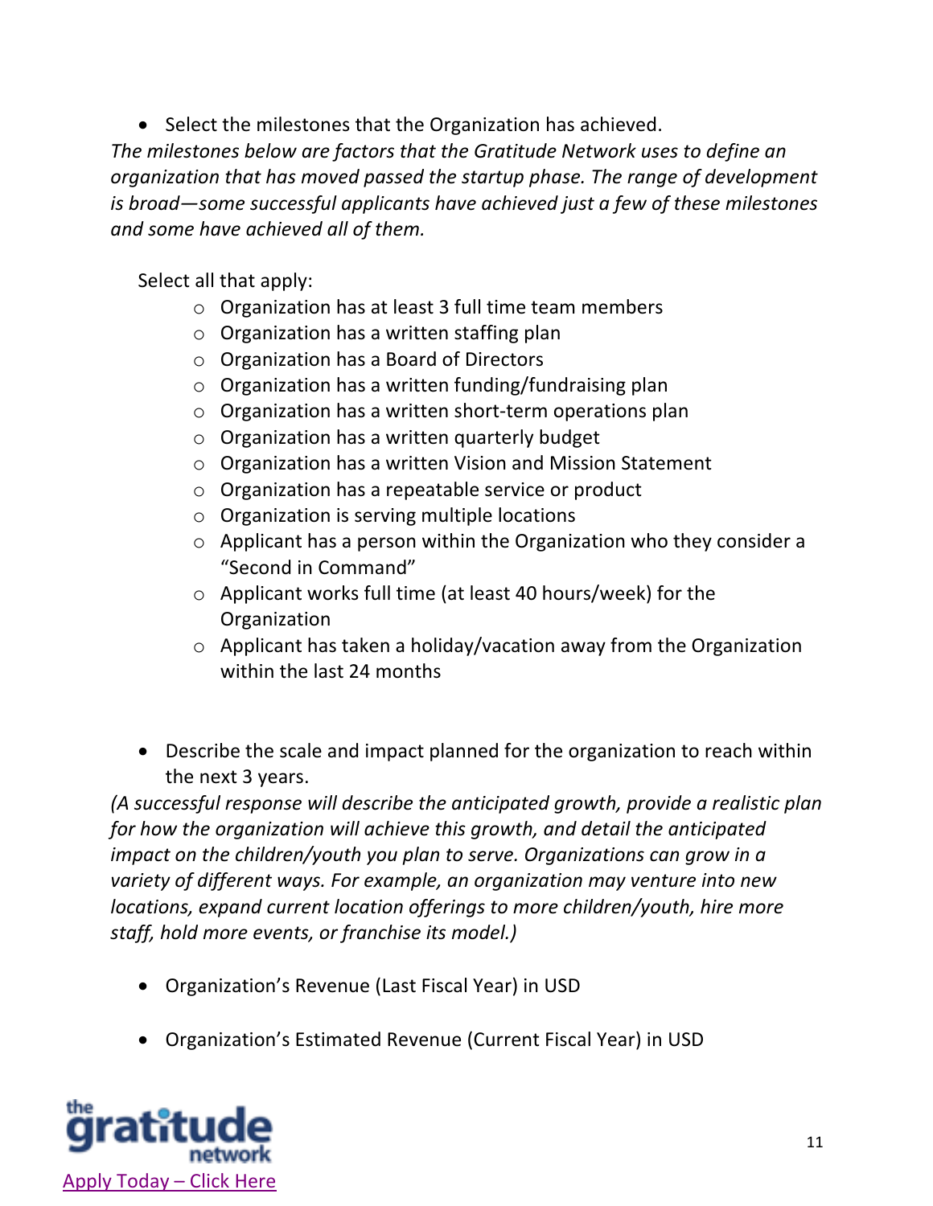- Select the milestones that the Organization has achieved.

*The milestones below are factors that the Gratitude Network uses to define an organization that has moved passed the startup phase. The range of development is broad—some successful applicants have achieved just a few of these milestones and some have achieved all of them.*

Select all that apply:

- Organization has at least 3 full time team members
- Organization has a written staffing plan
- Organization has a Board of Directors
- Organization has a written funding/fundraising plan
- Organization has a written short-term operations plan
- Organization has a written quarterly budget
- Organization has a written Vision and Mission Statement
- Organization has a repeatable service or product
- Organization is serving multiple locations
- Applicant has a person within the Organization who they consider a "Second in Command"
- Applicant works full time (at least 40 hours/week) for the Organization
- Applicant has taken a holiday/vacation away from the Organization within the last 24 months

- Describe the scale and impact planned for the organization to reach within the next 3 years.

*(A successful response will describe the anticipated growth, provide a realistic plan for how the organization will achieve this growth, and detail the anticipated impact on the children/youth you plan to serve. Organizations can grow in a variety of different ways. For example, an organization may venture into new locations, expand current location offerings to more children/youth, hire more staff, hold more events, or franchise its model.)*

- Organization's Revenue (Last Fiscal Year) in USD

- Organization's Estimated Revenue (Current Fiscal Year) in USD

the gratitude network

Apply Today – Click Here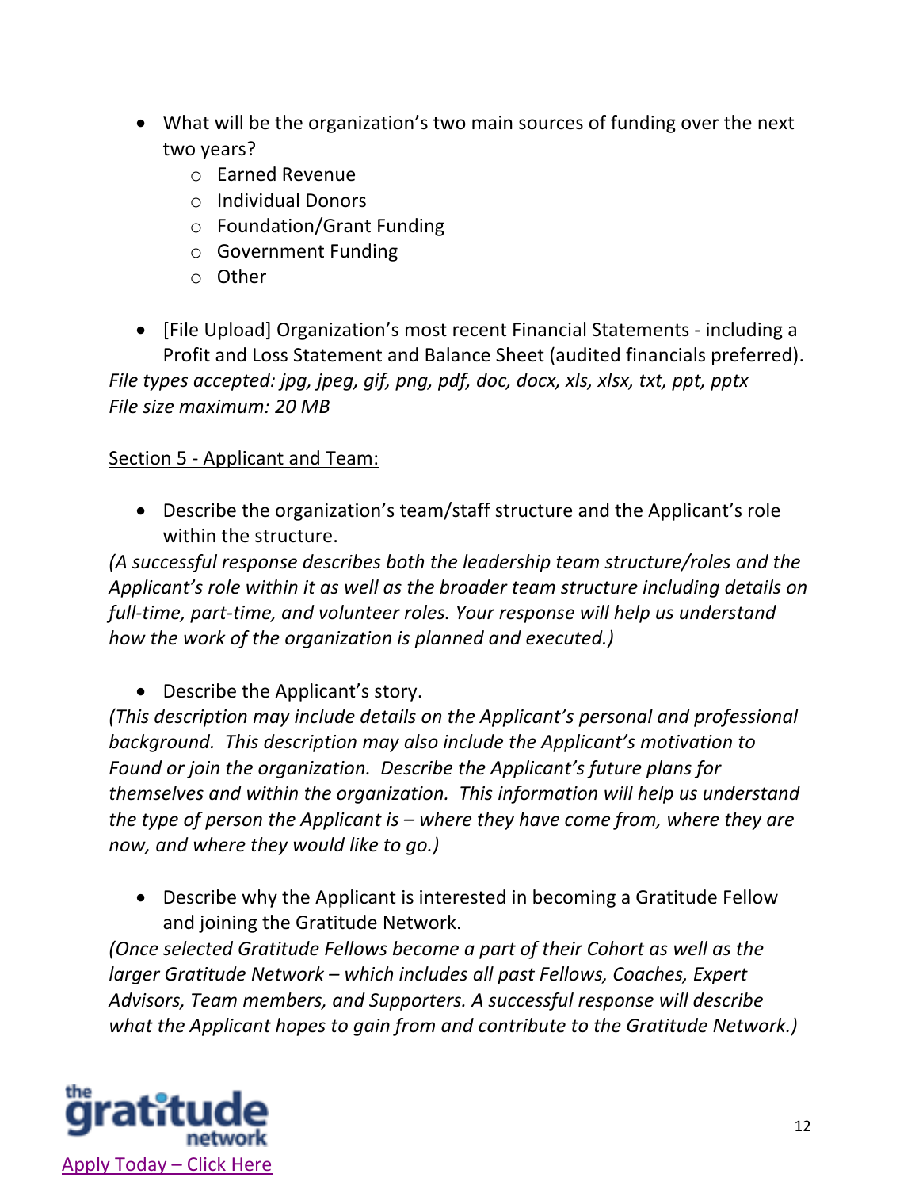- What will be the organization's two main sources of funding over the next two years?
    - Earned Revenue
    - Individual Donors
    - Foundation/Grant Funding
    - Government Funding
    - Other

- [File Upload] Organization's most recent Financial Statements - including a Profit and Loss Statement and Balance Sheet (audited financials preferred).

*File types accepted: jpg, jpeg, gif, png, pdf, doc, docx, xls, xlsx, txt, ppt, pptx*
*File size maximum: 20 MB*

<u>Section 5 - Applicant and Team:</u>

- Describe the organization's team/staff structure and the Applicant's role within the structure.

*(A successful response describes both the leadership team structure/roles and the Applicant's role within it as well as the broader team structure including details on full-time, part-time, and volunteer roles. Your response will help us understand how the work of the organization is planned and executed.)*

- Describe the Applicant's story.

*(This description may include details on the Applicant's personal and professional background. This description may also include the Applicant's motivation to Found or join the organization. Describe the Applicant's future plans for themselves and within the organization. This information will help us understand the type of person the Applicant is – where they have come from, where they are now, and where they would like to go.)*

- Describe why the Applicant is interested in becoming a Gratitude Fellow and joining the Gratitude Network.

*(Once selected Gratitude Fellows become a part of their Cohort as well as the larger Gratitude Network – which includes all past Fellows, Coaches, Expert Advisors, Team members, and Supporters. A successful response will describe what the Applicant hopes to gain from and contribute to the Gratitude Network.)*

the gratitude network

[Apply Today – Click Here]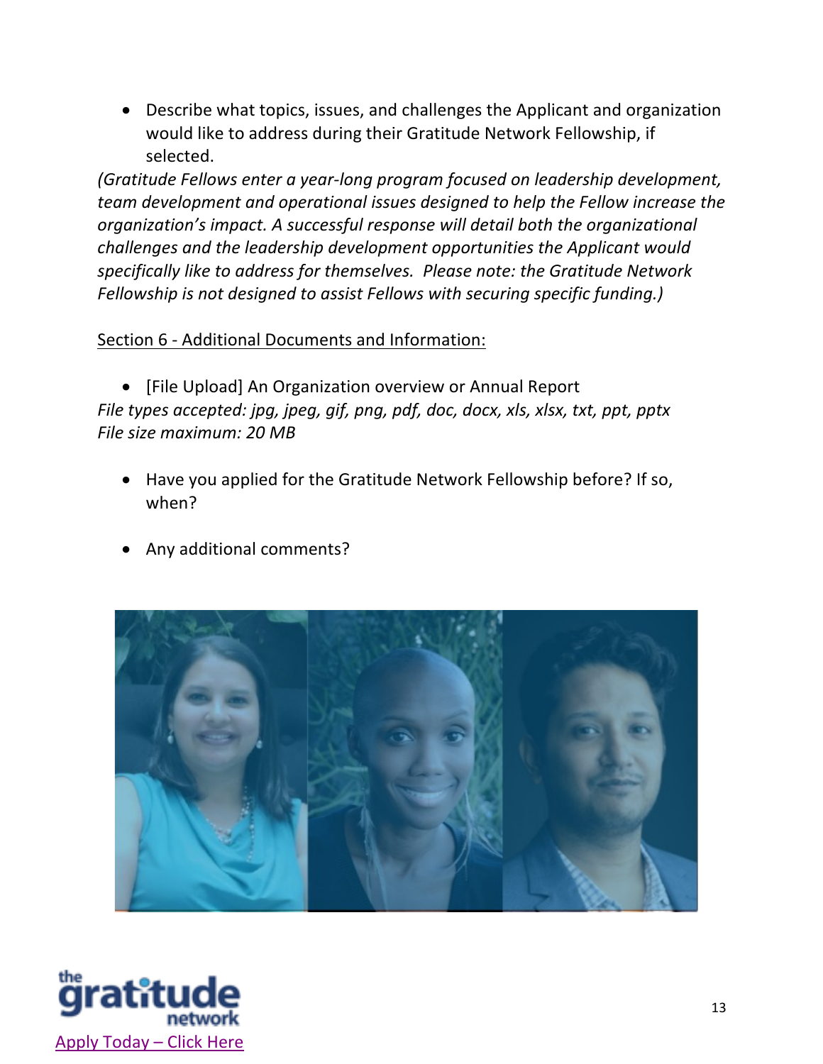- Describe what topics, issues, and challenges the Applicant and organization would like to address during their Gratitude Network Fellowship, if selected.

*(Gratitude Fellows enter a year-long program focused on leadership development, team development and operational issues designed to help the Fellow increase the organization's impact. A successful response will detail both the organizational challenges and the leadership development opportunities the Applicant would specifically like to address for themselves. Please note: the Gratitude Network Fellowship is not designed to assist Fellows with securing specific funding.)*

<u>Section 6 - Additional Documents and Information:</u>

- [File Upload] An Organization overview or Annual Report

*File types accepted: jpg, jpeg, gif, png, pdf, doc, docx, xls, xlsx, txt, ppt, pptx*
*File size maximum: 20 MB*

- Have you applied for the Gratitude Network Fellowship before? If so, when?

- Any additional comments?

the gratitude network

[Apply Today – Click Here]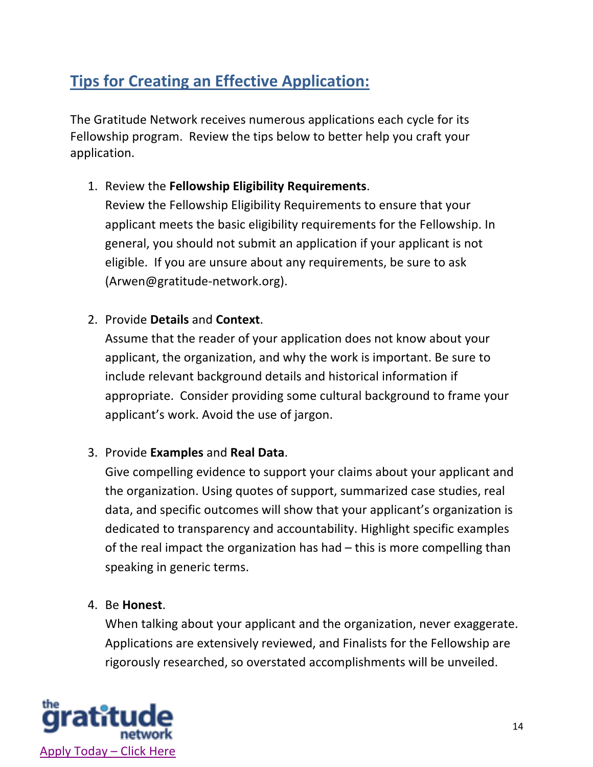## Tips for Creating an Effective Application:

The Gratitude Network receives numerous applications each cycle for its Fellowship program. Review the tips below to better help you craft your application.

1. Review the **Fellowship Eligibility Requirements**.
   Review the Fellowship Eligibility Requirements to ensure that your applicant meets the basic eligibility requirements for the Fellowship. In general, you should not submit an application if your applicant is not eligible. If you are unsure about any requirements, be sure to ask (Arwen@gratitude-network.org).

2. Provide **Details** and **Context**.
   Assume that the reader of your application does not know about your applicant, the organization, and why the work is important. Be sure to include relevant background details and historical information if appropriate. Consider providing some cultural background to frame your applicant's work. Avoid the use of jargon.

3. Provide **Examples** and **Real Data**.
   Give compelling evidence to support your claims about your applicant and the organization. Using quotes of support, summarized case studies, real data, and specific outcomes will show that your applicant's organization is dedicated to transparency and accountability. Highlight specific examples of the real impact the organization has had – this is more compelling than speaking in generic terms.

4. Be **Honest**.
   When talking about your applicant and the organization, never exaggerate. Applications are extensively reviewed, and Finalists for the Fellowship are rigorously researched, so overstated accomplishments will be unveiled.

the gratitude network

Apply Today – Click Here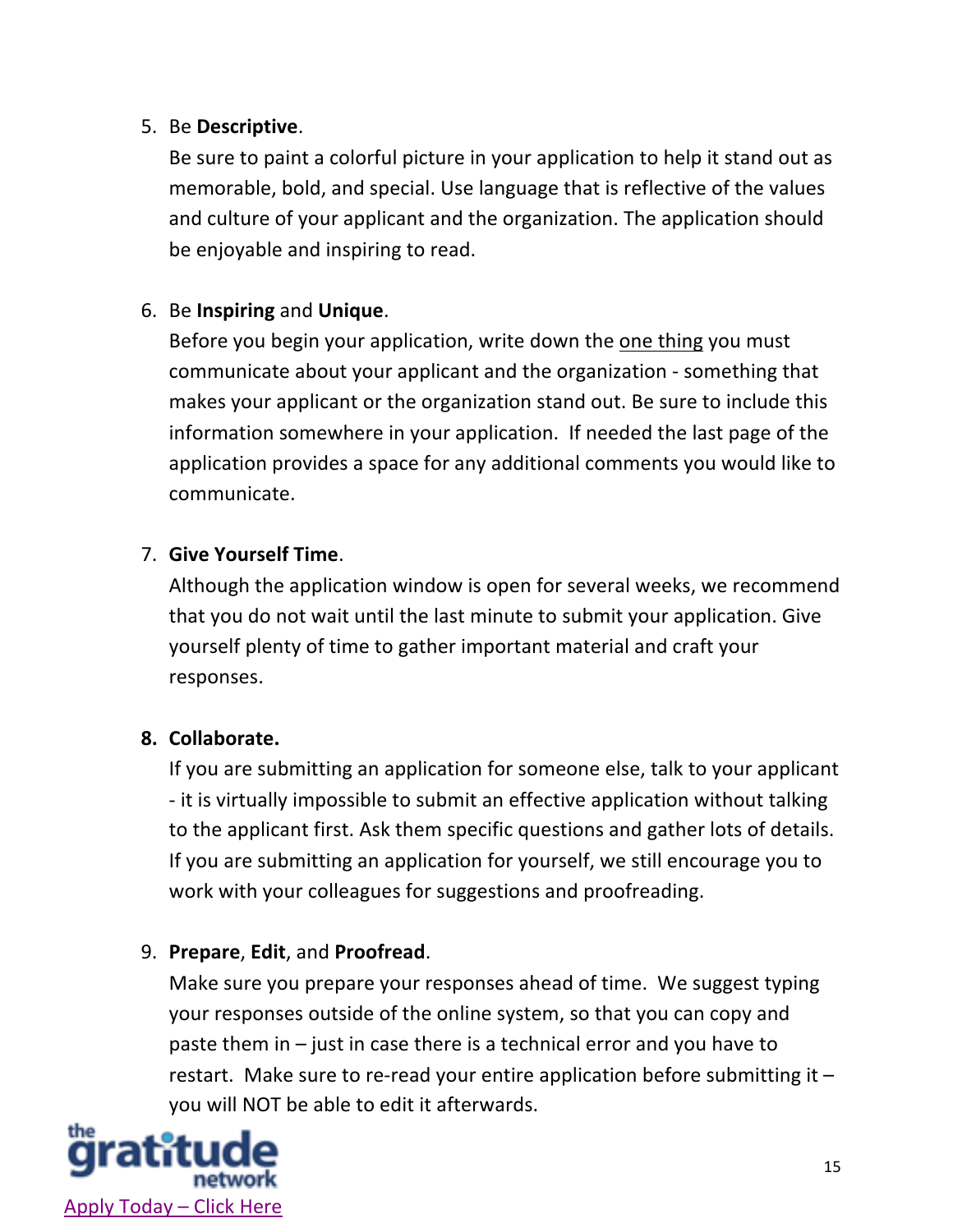5. Be **Descriptive**.

   Be sure to paint a colorful picture in your application to help it stand out as memorable, bold, and special. Use language that is reflective of the values and culture of your applicant and the organization. The application should be enjoyable and inspiring to read.

6. Be **Inspiring** and **Unique**.

   Before you begin your application, write down the one thing you must communicate about your applicant and the organization - something that makes your applicant or the organization stand out. Be sure to include this information somewhere in your application. If needed the last page of the application provides a space for any additional comments you would like to communicate.

7. **Give Yourself Time**.

   Although the application window is open for several weeks, we recommend that you do not wait until the last minute to submit your application. Give yourself plenty of time to gather important material and craft your responses.

8. **Collaborate.**

   If you are submitting an application for someone else, talk to your applicant - it is virtually impossible to submit an effective application without talking to the applicant first. Ask them specific questions and gather lots of details. If you are submitting an application for yourself, we still encourage you to work with your colleagues for suggestions and proofreading.

9. **Prepare**, **Edit**, and **Proofread**.

   Make sure you prepare your responses ahead of time. We suggest typing your responses outside of the online system, so that you can copy and paste them in – just in case there is a technical error and you have to restart. Make sure to re-read your entire application before submitting it – you will NOT be able to edit it afterwards.

the gratitude network

Apply Today – Click Here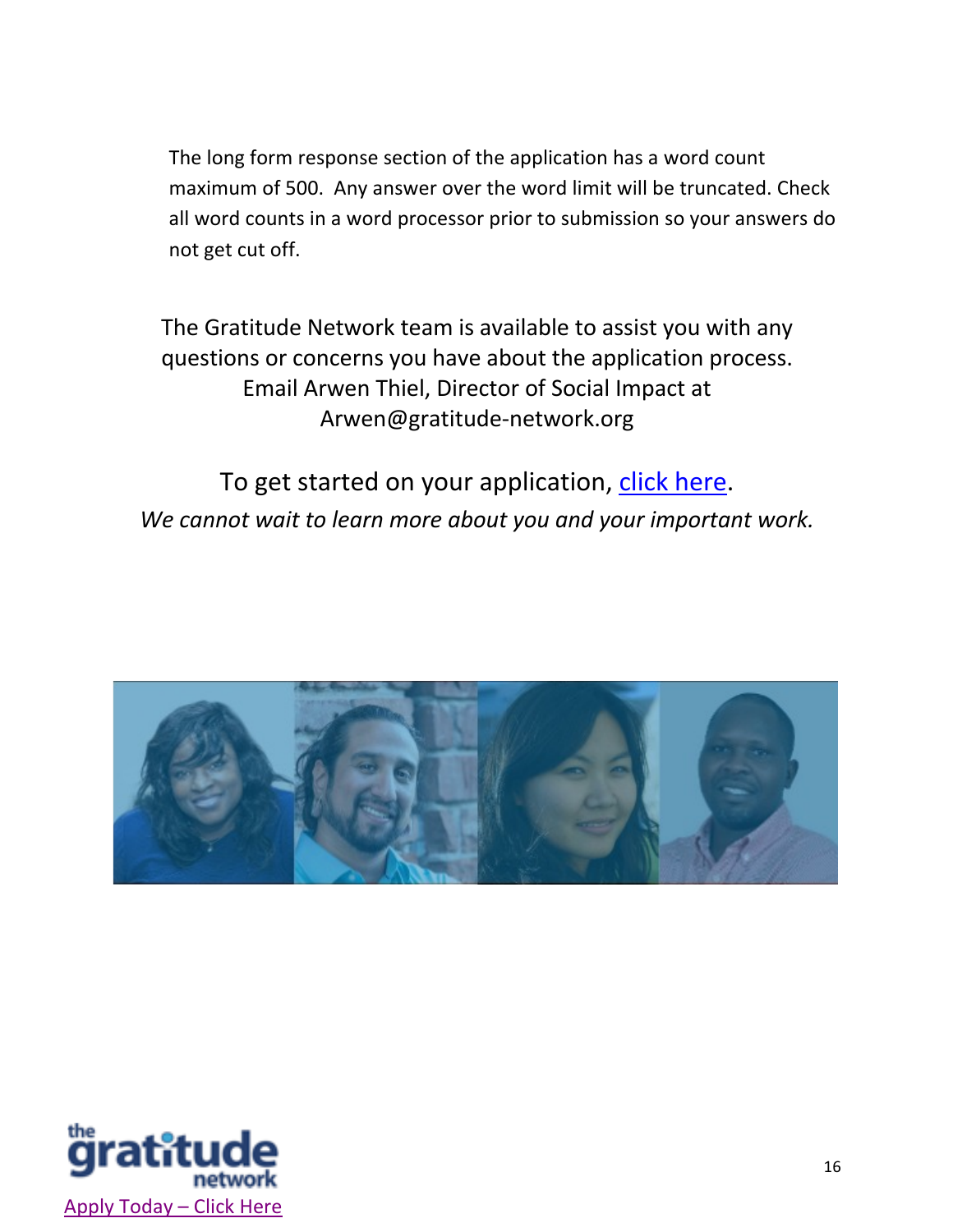The long form response section of the application has a word count maximum of 500. Any answer over the word limit will be truncated. Check all word counts in a word processor prior to submission so your answers do not get cut off.

The Gratitude Network team is available to assist you with any questions or concerns you have about the application process. Email Arwen Thiel, Director of Social Impact at Arwen@gratitude-network.org

To get started on your application, click here.

*We cannot wait to learn more about you and your important work.*

Apply Today – Click Here